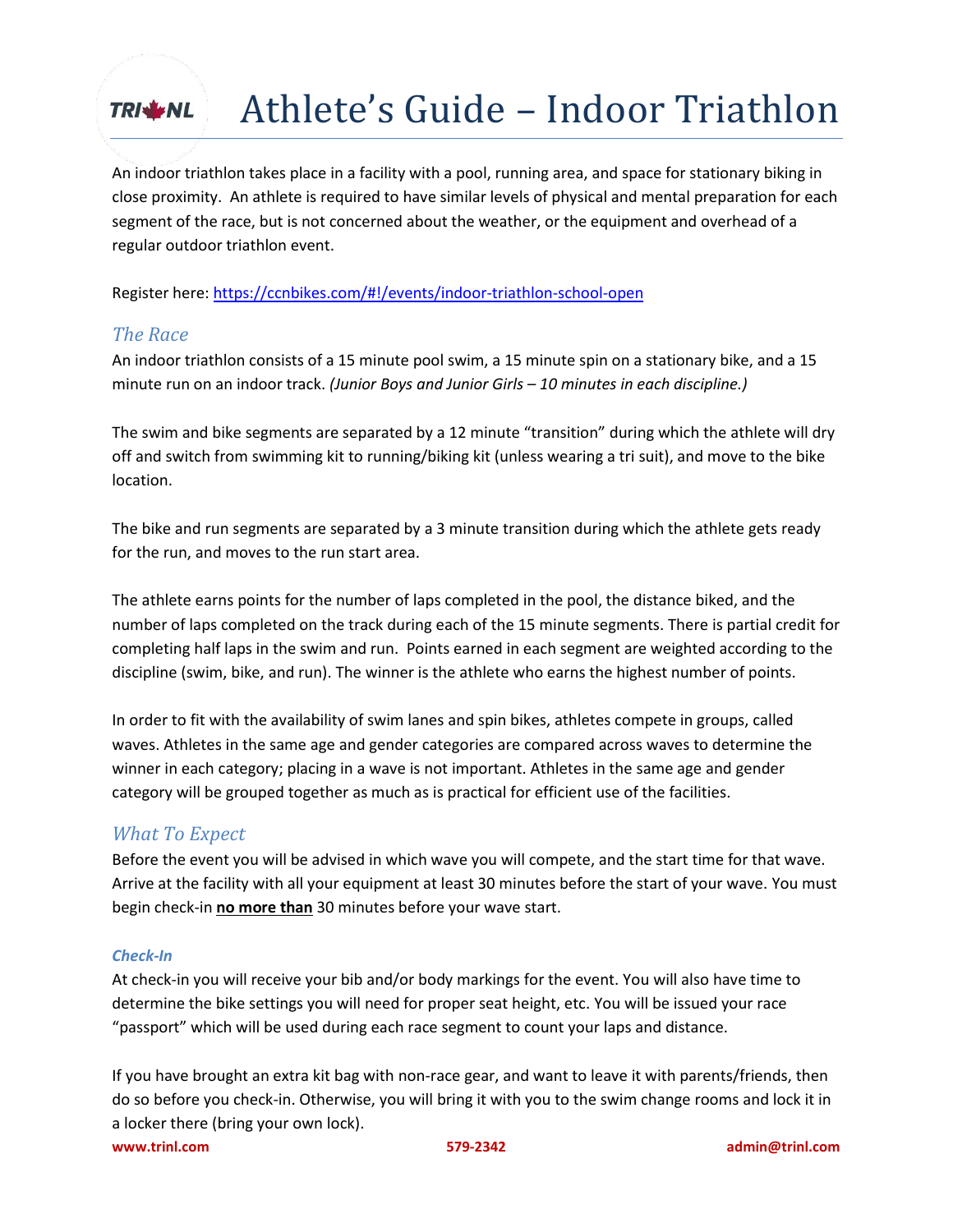# Athlete's Guide – Indoor Triathlon

An indoor triathlon takes place in a facility with a pool, running area, and space for stationary biking in close proximity. An athlete is required to have similar levels of physical and mental preparation for each segment of the race, but is not concerned about the weather, or the equipment and overhead of a regular outdoor triathlon event.

Register here: https://ccnbikes.com/#!/events/indoor-triathlon-school-open

## *The Race*

An indoor triathlon consists of a 15 minute pool swim, a 15 minute spin on a stationary bike, and a 15 minute run on an indoor track. *(Junior Boys and Junior Girls – 10 minutes in each discipline.)*

The swim and bike segments are separated by a 12 minute "transition" during which the athlete will dry off and switch from swimming kit to running/biking kit (unless wearing a tri suit), and move to the bike location.

The bike and run segments are separated by a 3 minute transition during which the athlete gets ready for the run, and moves to the run start area.

The athlete earns points for the number of laps completed in the pool, the distance biked, and the number of laps completed on the track during each of the 15 minute segments. There is partial credit for completing half laps in the swim and run. Points earned in each segment are weighted according to the discipline (swim, bike, and run). The winner is the athlete who earns the highest number of points.

In order to fit with the availability of swim lanes and spin bikes, athletes compete in groups, called waves. Athletes in the same age and gender categories are compared across waves to determine the winner in each category; placing in a wave is not important. Athletes in the same age and gender category will be grouped together as much as is practical for efficient use of the facilities.

## *What To Expect*

Before the event you will be advised in which wave you will compete, and the start time for that wave. Arrive at the facility with all your equipment at least 30 minutes before the start of your wave. You must begin check-in **no more than** 30 minutes before your wave start.

### *Check-In*

At check-in you will receive your bib and/or body markings for the event. You will also have time to determine the bike settings you will need for proper seat height, etc. You will be issued your race "passport" which will be used during each race segment to count your laps and distance.

If you have brought an extra kit bag with non-race gear, and want to leave it with parents/friends, then do so before you check-in. Otherwise, you will bring it with you to the swim change rooms and lock it in a locker there (bring your own lock).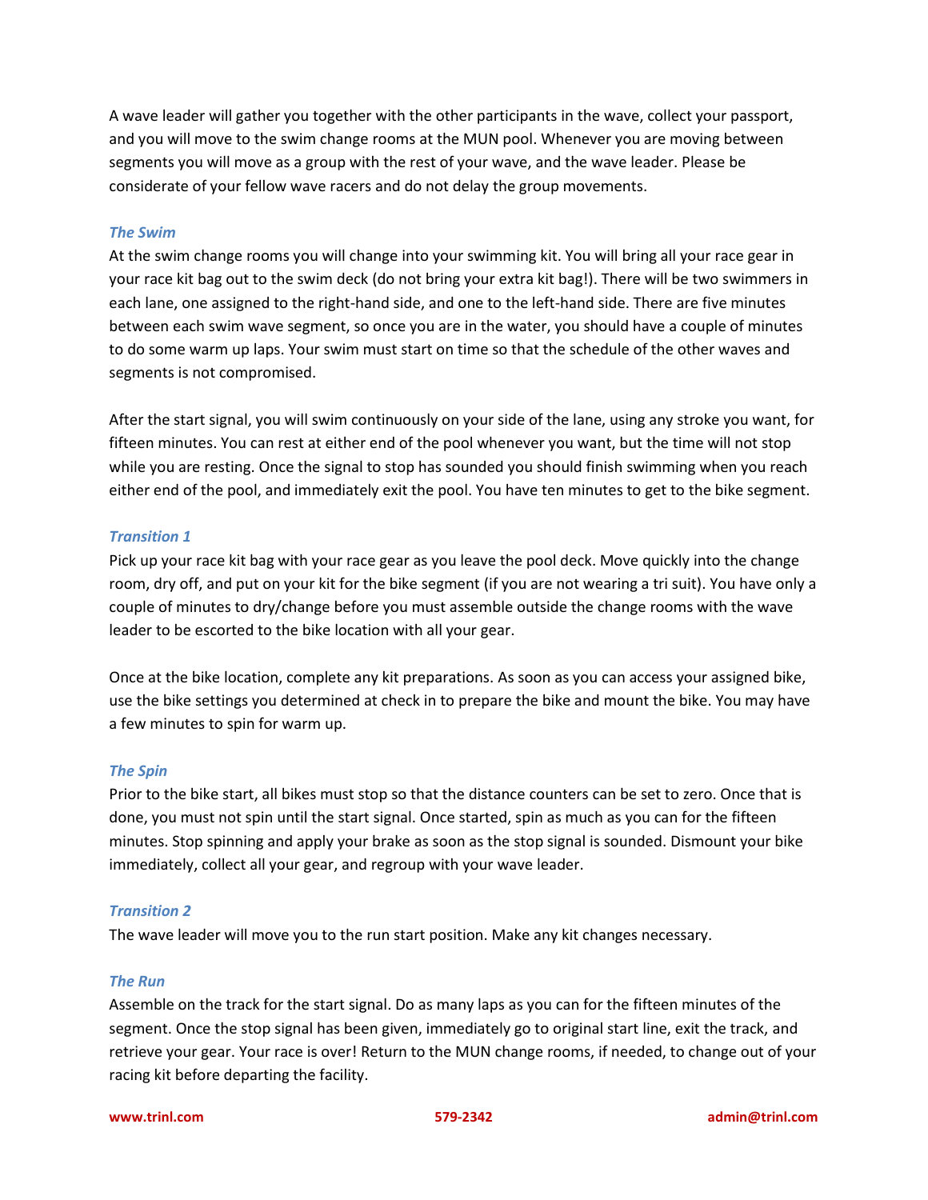A wave leader will gather you together with the other participants in the wave, collect your passport, and you will move to the swim change rooms at the MUN pool. Whenever you are moving between segments you will move as a group with the rest of your wave, and the wave leader. Please be considerate of your fellow wave racers and do not delay the group movements.

### *The Swim*

At the swim change rooms you will change into your swimming kit. You will bring all your race gear in your race kit bag out to the swim deck (do not bring your extra kit bag!). There will be two swimmers in each lane, one assigned to the right-hand side, and one to the left-hand side. There are five minutes between each swim wave segment, so once you are in the water, you should have a couple of minutes to do some warm up laps. Your swim must start on time so that the schedule of the other waves and segments is not compromised.

After the start signal, you will swim continuously on your side of the lane, using any stroke you want, for fifteen minutes. You can rest at either end of the pool whenever you want, but the time will not stop while you are resting. Once the signal to stop has sounded you should finish swimming when you reach either end of the pool, and immediately exit the pool. You have ten minutes to get to the bike segment.

### *Transition 1*

Pick up your race kit bag with your race gear as you leave the pool deck. Move quickly into the change room, dry off, and put on your kit for the bike segment (if you are not wearing a tri suit). You have only a couple of minutes to dry/change before you must assemble outside the change rooms with the wave leader to be escorted to the bike location with all your gear.

Once at the bike location, complete any kit preparations. As soon as you can access your assigned bike, use the bike settings you determined at check in to prepare the bike and mount the bike. You may have a few minutes to spin for warm up.

### *The Spin*

Prior to the bike start, all bikes must stop so that the distance counters can be set to zero. Once that is done, you must not spin until the start signal. Once started, spin as much as you can for the fifteen minutes. Stop spinning and apply your brake as soon as the stop signal is sounded. Dismount your bike immediately, collect all your gear, and regroup with your wave leader.

### *Transition 2*

The wave leader will move you to the run start position. Make any kit changes necessary.

### *The Run*

Assemble on the track for the start signal. Do as many laps as you can for the fifteen minutes of the segment. Once the stop signal has been given, immediately go to original start line, exit the track, and retrieve your gear. Your race is over! Return to the MUN change rooms, if needed, to change out of your racing kit before departing the facility.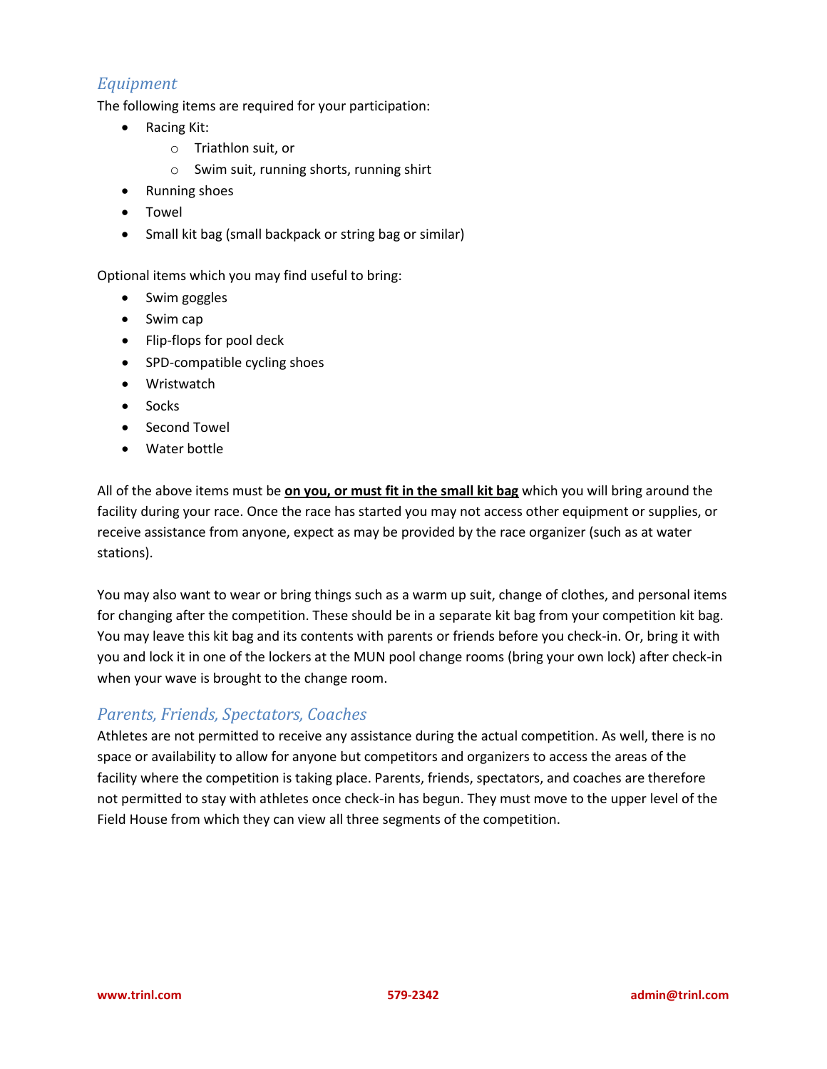## *Equipment*

The following items are required for your participation:

- Racing Kit:
  - Triathlon suit, or
  - Swim suit, running shorts, running shirt
- Running shoes
- Towel
- Small kit bag (small backpack or string bag or similar)

Optional items which you may find useful to bring:

- Swim goggles
- Swim cap
- Flip-flops for pool deck
- SPD-compatible cycling shoes
- Wristwatch
- Socks
- Second Towel
- Water bottle

All of the above items must be <u>**on you, or must fit in the small kit bag**</u> which you will bring around the facility during your race. Once the race has started you may not access other equipment or supplies, or receive assistance from anyone, expect as may be provided by the race organizer (such as at water stations).

You may also want to wear or bring things such as a warm up suit, change of clothes, and personal items for changing after the competition. These should be in a separate kit bag from your competition kit bag. You may leave this kit bag and its contents with parents or friends before you check-in. Or, bring it with you and lock it in one of the lockers at the MUN pool change rooms (bring your own lock) after check-in when your wave is brought to the change room.

## *Parents, Friends, Spectators, Coaches*

Athletes are not permitted to receive any assistance during the actual competition. As well, there is no space or availability to allow for anyone but competitors and organizers to access the areas of the facility where the competition is taking place. Parents, friends, spectators, and coaches are therefore not permitted to stay with athletes once check-in has begun. They must move to the upper level of the Field House from which they can view all three segments of the competition.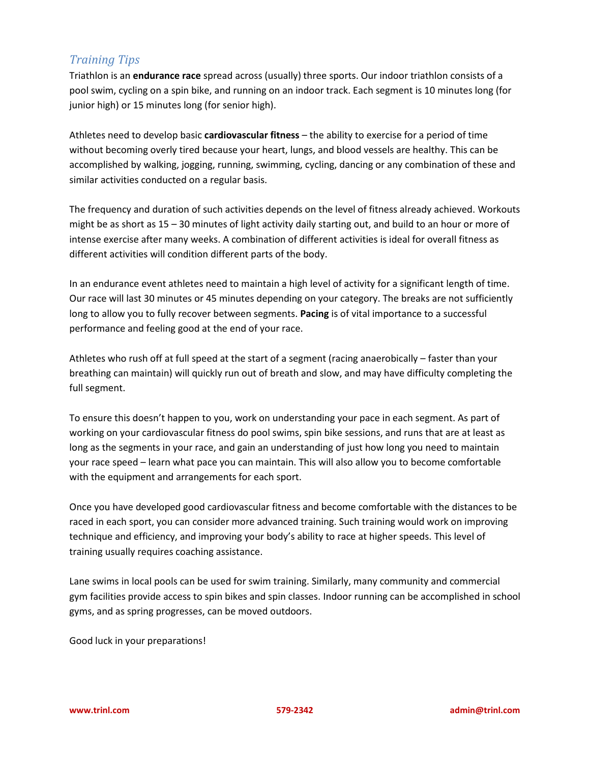## *Training Tips*

Triathlon is an **endurance race** spread across (usually) three sports. Our indoor triathlon consists of a pool swim, cycling on a spin bike, and running on an indoor track. Each segment is 10 minutes long (for junior high) or 15 minutes long (for senior high).

Athletes need to develop basic **cardiovascular fitness** – the ability to exercise for a period of time without becoming overly tired because your heart, lungs, and blood vessels are healthy. This can be accomplished by walking, jogging, running, swimming, cycling, dancing or any combination of these and similar activities conducted on a regular basis.

The frequency and duration of such activities depends on the level of fitness already achieved. Workouts might be as short as 15 – 30 minutes of light activity daily starting out, and build to an hour or more of intense exercise after many weeks. A combination of different activities is ideal for overall fitness as different activities will condition different parts of the body.

In an endurance event athletes need to maintain a high level of activity for a significant length of time. Our race will last 30 minutes or 45 minutes depending on your category. The breaks are not sufficiently long to allow you to fully recover between segments. **Pacing** is of vital importance to a successful performance and feeling good at the end of your race.

Athletes who rush off at full speed at the start of a segment (racing anaerobically – faster than your breathing can maintain) will quickly run out of breath and slow, and may have difficulty completing the full segment.

To ensure this doesn't happen to you, work on understanding your pace in each segment. As part of working on your cardiovascular fitness do pool swims, spin bike sessions, and runs that are at least as long as the segments in your race, and gain an understanding of just how long you need to maintain your race speed – learn what pace you can maintain. This will also allow you to become comfortable with the equipment and arrangements for each sport.

Once you have developed good cardiovascular fitness and become comfortable with the distances to be raced in each sport, you can consider more advanced training. Such training would work on improving technique and efficiency, and improving your body's ability to race at higher speeds. This level of training usually requires coaching assistance.

Lane swims in local pools can be used for swim training. Similarly, many community and commercial gym facilities provide access to spin bikes and spin classes. Indoor running can be accomplished in school gyms, and as spring progresses, can be moved outdoors.

Good luck in your preparations!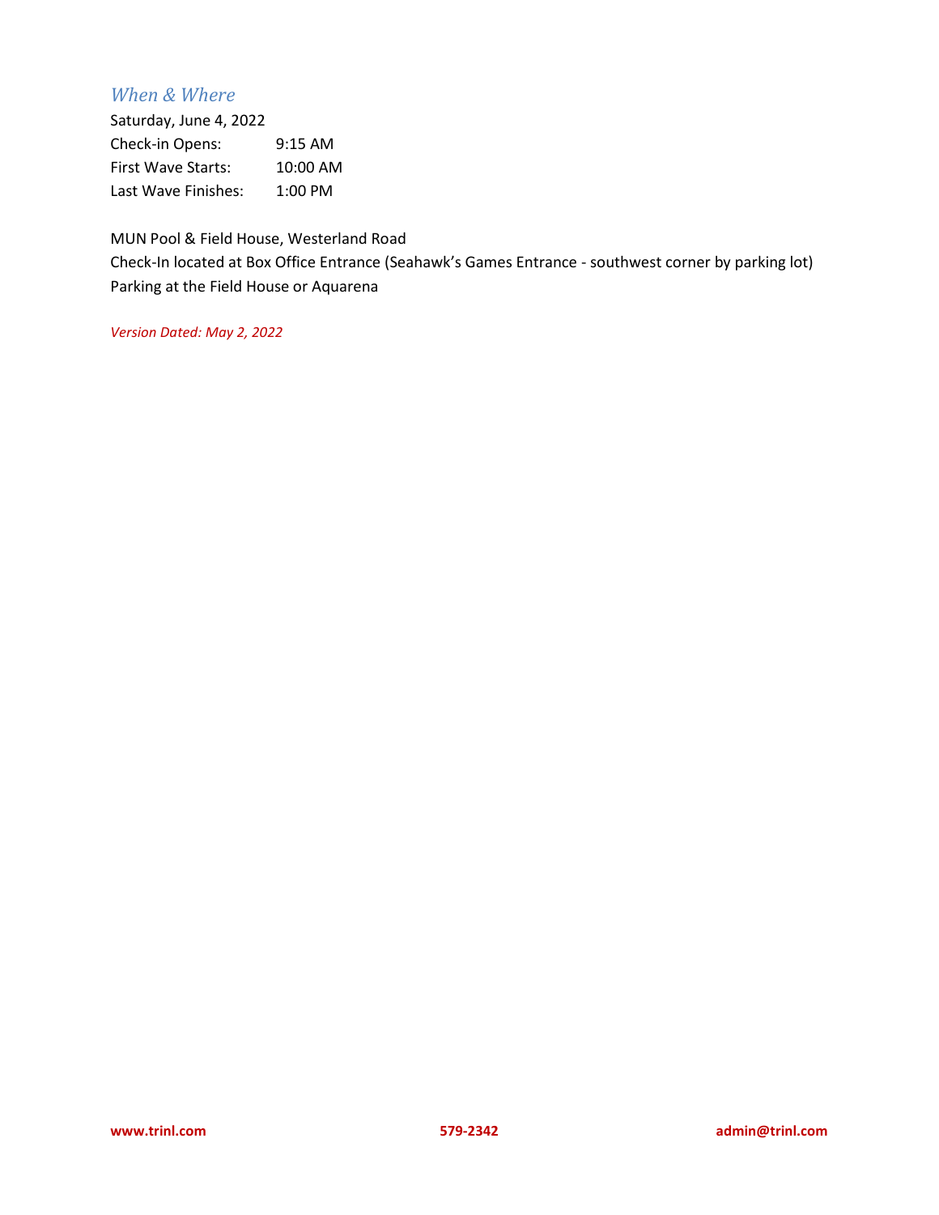## *When & Where*

Saturday, June 4, 2022

| | |
|---|---|
| Check-in Opens: | 9:15 AM |
| First Wave Starts: | 10:00 AM |
| Last Wave Finishes: | 1:00 PM |

MUN Pool & Field House, Westerland Road

Check-In located at Box Office Entrance (Seahawk's Games Entrance - southwest corner by parking lot)

Parking at the Field House or Aquarena

*Version Dated: May 2, 2022*